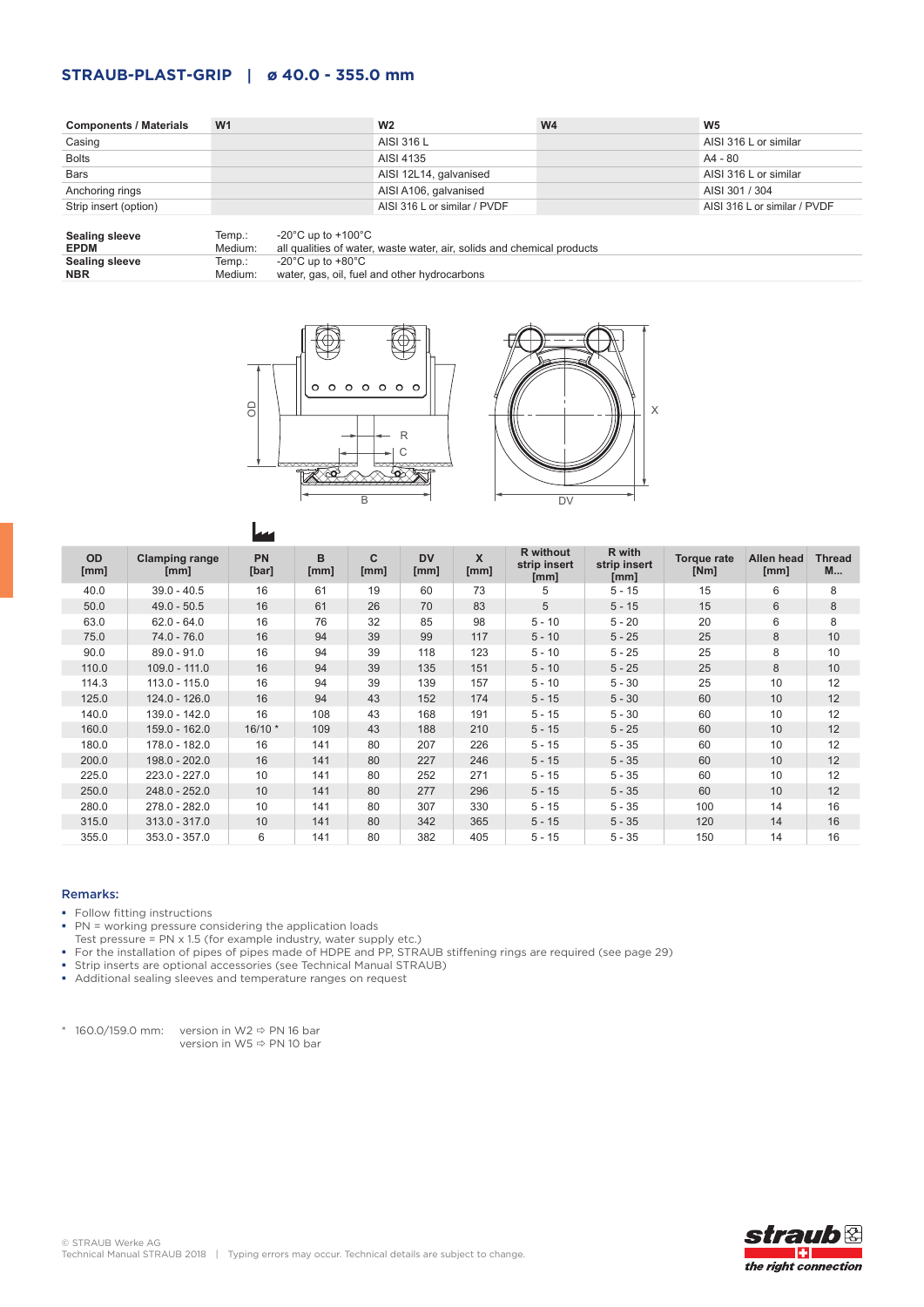## STRAUB-PLAST-GRIP | ø 40.0 - 355.0 mm

| Components / Materials | W1 | W2 | W4 | W5 |
|---|---|---|---|---|
| Casing | | AISI 316 L | | AISI 316 L or similar |
| Bolts | | AISI 4135 | | A4 - 80 |
| Bars | | AISI 12L14, galvanised | | AISI 316 L or similar |
| Anchoring rings | | AISI A106, galvanised | | AISI 301 / 304 |
| Strip insert (option) | | AISI 316 L or similar / PVDF | | AISI 316 L or similar / PVDF |

| | | |
|---|---|---|
| **Sealing sleeve EPDM** | Temp.: | -20°C up to +100°C |
| | Medium: | all qualities of water, waste water, air, solids and chemical products |
| **Sealing sleeve NBR** | Temp.: | -20°C up to +80°C |
| | Medium: | water, gas, oil, fuel and other hydrocarbons |

| OD [mm] | Clamping range [mm] | PN [bar] | B [mm] | C [mm] | DV [mm] | X [mm] | R without strip insert [mm] | R with strip insert [mm] | Torque rate [Nm] | Allen head [mm] | Thread M... |
|---|---|---|---|---|---|---|---|---|---|---|---|
| 40.0 | 39.0 - 40.5 | 16 | 61 | 19 | 60 | 73 | 5 | 5 - 15 | 15 | 6 | 8 |
| 50.0 | 49.0 - 50.5 | 16 | 61 | 26 | 70 | 83 | 5 | 5 - 15 | 15 | 6 | 8 |
| 63.0 | 62.0 - 64.0 | 16 | 76 | 32 | 85 | 98 | 5 - 10 | 5 - 20 | 20 | 6 | 8 |
| 75.0 | 74.0 - 76.0 | 16 | 94 | 39 | 99 | 117 | 5 - 10 | 5 - 25 | 25 | 8 | 10 |
| 90.0 | 89.0 - 91.0 | 16 | 94 | 39 | 118 | 123 | 5 - 10 | 5 - 25 | 25 | 8 | 10 |
| 110.0 | 109.0 - 111.0 | 16 | 94 | 39 | 135 | 151 | 5 - 10 | 5 - 25 | 25 | 8 | 10 |
| 114.3 | 113.0 - 115.0 | 16 | 94 | 39 | 139 | 157 | 5 - 10 | 5 - 30 | 25 | 10 | 12 |
| 125.0 | 124.0 - 126.0 | 16 | 94 | 43 | 152 | 174 | 5 - 15 | 5 - 30 | 60 | 10 | 12 |
| 140.0 | 139.0 - 142.0 | 16 | 108 | 43 | 168 | 191 | 5 - 15 | 5 - 30 | 60 | 10 | 12 |
| 160.0 | 159.0 - 162.0 | 16/10 * | 109 | 43 | 188 | 210 | 5 - 15 | 5 - 25 | 60 | 10 | 12 |
| 180.0 | 178.0 - 182.0 | 16 | 141 | 80 | 207 | 226 | 5 - 15 | 5 - 35 | 60 | 10 | 12 |
| 200.0 | 198.0 - 202.0 | 16 | 141 | 80 | 227 | 246 | 5 - 15 | 5 - 35 | 60 | 10 | 12 |
| 225.0 | 223.0 - 227.0 | 10 | 141 | 80 | 252 | 271 | 5 - 15 | 5 - 35 | 60 | 10 | 12 |
| 250.0 | 248.0 - 252.0 | 10 | 141 | 80 | 277 | 296 | 5 - 15 | 5 - 35 | 60 | 10 | 12 |
| 280.0 | 278.0 - 282.0 | 10 | 141 | 80 | 307 | 330 | 5 - 15 | 5 - 35 | 100 | 14 | 16 |
| 315.0 | 313.0 - 317.0 | 10 | 141 | 80 | 342 | 365 | 5 - 15 | 5 - 35 | 120 | 14 | 16 |
| 355.0 | 353.0 - 357.0 | 6 | 141 | 80 | 382 | 405 | 5 - 15 | 5 - 35 | 150 | 14 | 16 |

### Remarks:

- Follow fitting instructions
- PN = working pressure considering the application loads
  Test pressure = PN x 1.5 (for example industry, water supply etc.)
- For the installation of pipes of pipes made of HDPE and PP, STRAUB stiffening rings are required (see page 29)
- Strip inserts are optional accessories (see Technical Manual STRAUB)
- Additional sealing sleeves and temperature ranges on request

\* 160.0/159.0 mm: version in W2 ⇨ PN 16 bar
version in W5 ⇨ PN 10 bar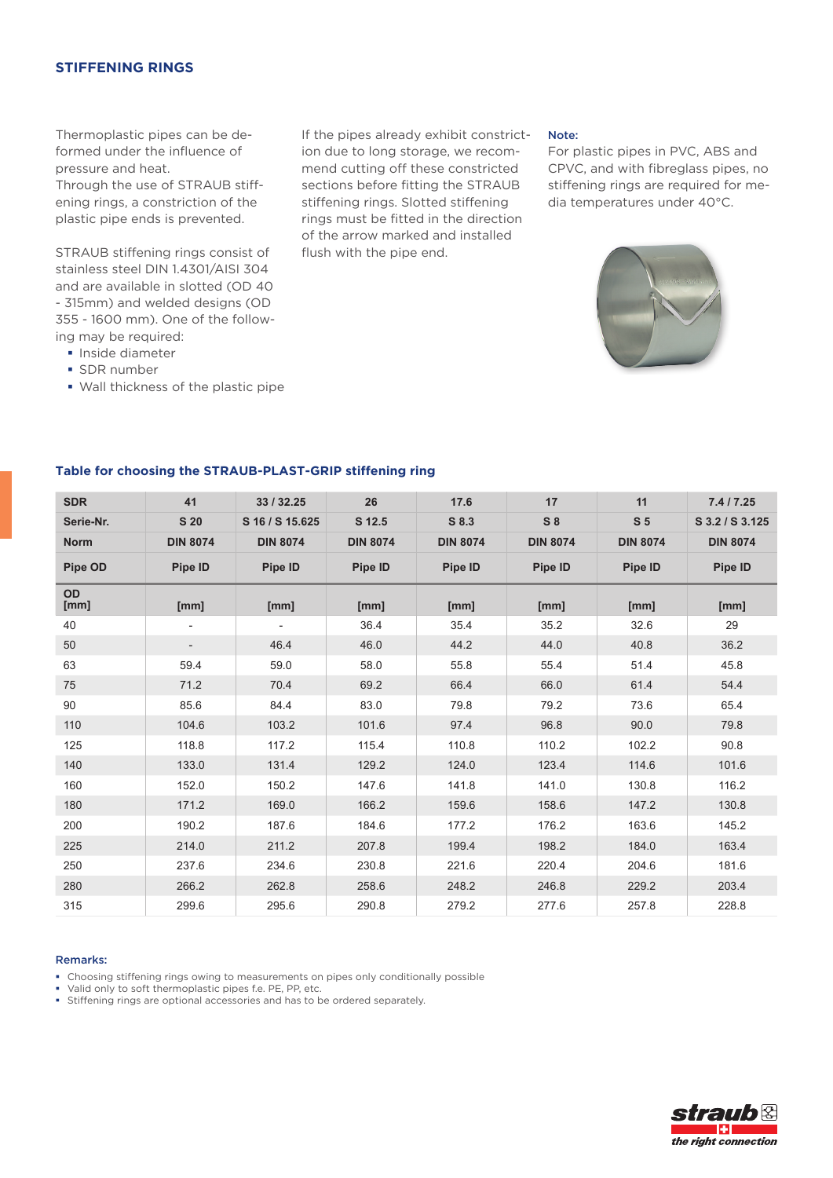## STIFFENING RINGS

Thermoplastic pipes can be deformed under the influence of pressure and heat. Through the use of STRAUB stiffening rings, a constriction of the plastic pipe ends is prevented.

STRAUB stiffening rings consist of stainless steel DIN 1.4301/AISI 304 and are available in slotted (OD 40 - 315mm) and welded designs (OD 355 - 1600 mm). One of the following may be required:

- Inside diameter
- SDR number
- Wall thickness of the plastic pipe

If the pipes already exhibit constriction due to long storage, we recommend cutting off these constricted sections before fitting the STRAUB stiffening rings. Slotted stiffening rings must be fitted in the direction of the arrow marked and installed flush with the pipe end.

**Note:**
For plastic pipes in PVC, ABS and CPVC, and with fibreglass pipes, no stiffening rings are required for media temperatures under 40°C.

### Table for choosing the STRAUB-PLAST-GRIP stiffening ring

| SDR | 41 | 33 / 32.25 | 26 | 17.6 | 17 | 11 | 7.4 / 7.25 |
|---|---|---|---|---|---|---|---|
| Serie-Nr. | S 20 | S 16 / S 15.625 | S 12.5 | S 8.3 | S 8 | S 5 | S 3.2 / S 3.125 |
| Norm | DIN 8074 | DIN 8074 | DIN 8074 | DIN 8074 | DIN 8074 | DIN 8074 | DIN 8074 |
| Pipe OD | Pipe ID | Pipe ID | Pipe ID | Pipe ID | Pipe ID | Pipe ID | Pipe ID |
| OD [mm] | [mm] | [mm] | [mm] | [mm] | [mm] | [mm] | [mm] |
| 40 | - | - | 36.4 | 35.4 | 35.2 | 32.6 | 29 |
| 50 | - | 46.4 | 46.0 | 44.2 | 44.0 | 40.8 | 36.2 |
| 63 | 59.4 | 59.0 | 58.0 | 55.8 | 55.4 | 51.4 | 45.8 |
| 75 | 71.2 | 70.4 | 69.2 | 66.4 | 66.0 | 61.4 | 54.4 |
| 90 | 85.6 | 84.4 | 83.0 | 79.8 | 79.2 | 73.6 | 65.4 |
| 110 | 104.6 | 103.2 | 101.6 | 97.4 | 96.8 | 90.0 | 79.8 |
| 125 | 118.8 | 117.2 | 115.4 | 110.8 | 110.2 | 102.2 | 90.8 |
| 140 | 133.0 | 131.4 | 129.2 | 124.0 | 123.4 | 114.6 | 101.6 |
| 160 | 152.0 | 150.2 | 147.6 | 141.8 | 141.0 | 130.8 | 116.2 |
| 180 | 171.2 | 169.0 | 166.2 | 159.6 | 158.6 | 147.2 | 130.8 |
| 200 | 190.2 | 187.6 | 184.6 | 177.2 | 176.2 | 163.6 | 145.2 |
| 225 | 214.0 | 211.2 | 207.8 | 199.4 | 198.2 | 184.0 | 163.4 |
| 250 | 237.6 | 234.6 | 230.8 | 221.6 | 220.4 | 204.6 | 181.6 |
| 280 | 266.2 | 262.8 | 258.6 | 248.2 | 246.8 | 229.2 | 203.4 |
| 315 | 299.6 | 295.6 | 290.8 | 279.2 | 277.6 | 257.8 | 228.8 |

**Remarks:**

- Choosing stiffening rings owing to measurements on pipes only conditionally possible
- Valid only to soft thermoplastic pipes f.e. PE, PP, etc.
- Stiffening rings are optional accessories and has to be ordered separately.

straub
the right connection